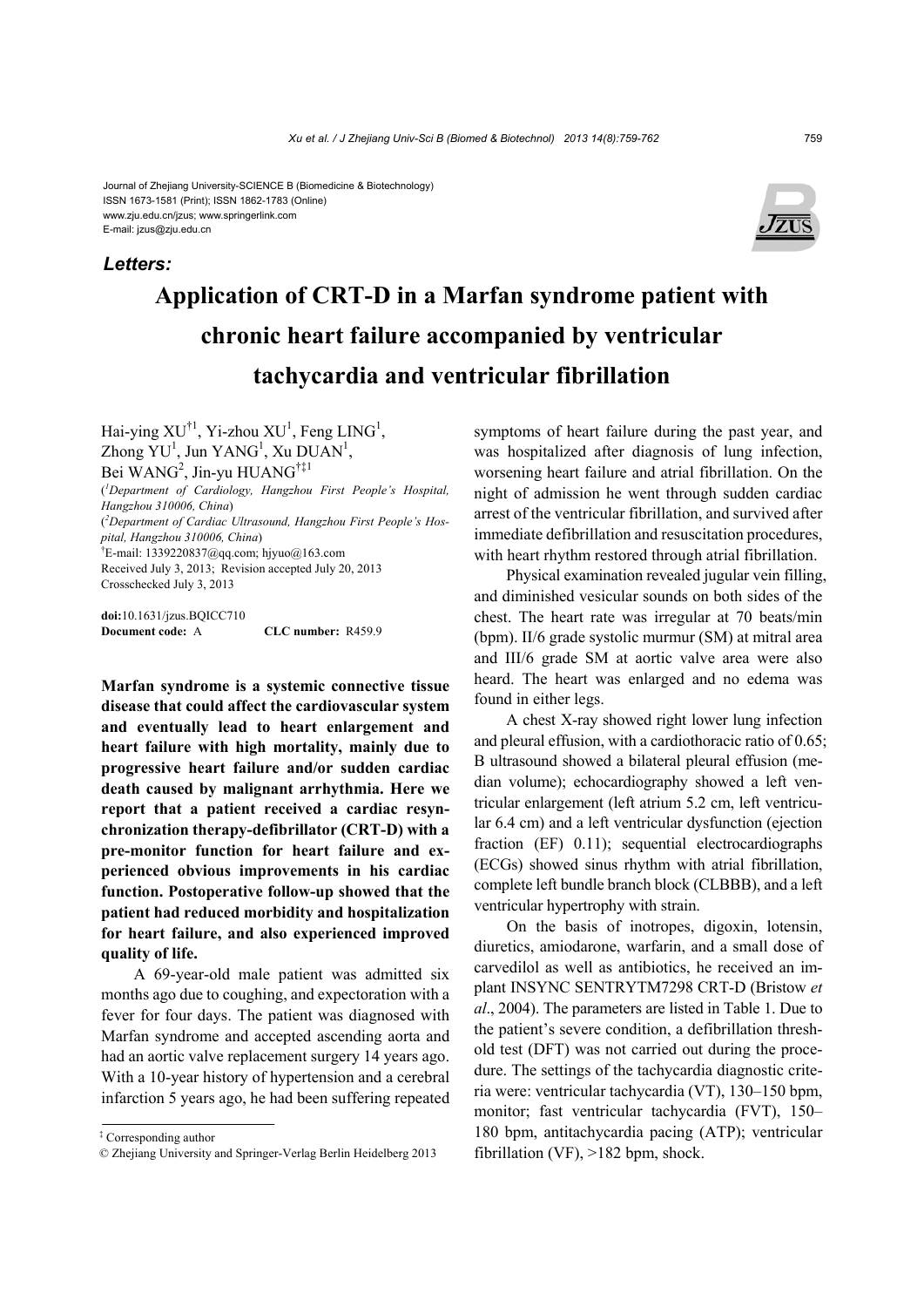Journal of Zhejiang University-SCIENCE B (Biomedicine & Biotechnology)
ISSN 1673-1581 (Print); ISSN 1862-1783 (Online)
www.zju.edu.cn/jzus; www.springerlink.com
E-mail: jzus@zju.edu.cn

***Letters:***

# Application of CRT-D in a Marfan syndrome patient with chronic heart failure accompanied by ventricular tachycardia and ventricular fibrillation

Hai-ying XU[†1], Yi-zhou XU[1], Feng LING[1], Zhong YU[1], Jun YANG[1], Xu DUAN[1], Bei WANG[2], Jin-yu HUANG[†‡1]

([1]*Department of Cardiology, Hangzhou First People's Hospital, Hangzhou 310006, China*)

([2]*Department of Cardiac Ultrasound, Hangzhou First People's Hospital, Hangzhou 310006, China*)

[†]E-mail: 1339220837@qq.com; hjyuo@163.com

Received July 3, 2013; Revision accepted July 20, 2013

Crosschecked July 3, 2013

**doi:**10.1631/jzus.BQICC710
**Document code:** A **CLC number:** R459.9

**Marfan syndrome is a systemic connective tissue disease that could affect the cardiovascular system and eventually lead to heart enlargement and heart failure with high mortality, mainly due to progressive heart failure and/or sudden cardiac death caused by malignant arrhythmia. Here we report that a patient received a cardiac resynchronization therapy-defibrillator (CRT-D) with a pre-monitor function for heart failure and experienced obvious improvements in his cardiac function. Postoperative follow-up showed that the patient had reduced morbidity and hospitalization for heart failure, and also experienced improved quality of life.**

A 69-year-old male patient was admitted six months ago due to coughing, and expectoration with a fever for four days. The patient was diagnosed with Marfan syndrome and accepted ascending aorta and had an aortic valve replacement surgery 14 years ago. With a 10-year history of hypertension and a cerebral infarction 5 years ago, he had been suffering repeated symptoms of heart failure during the past year, and was hospitalized after diagnosis of lung infection, worsening heart failure and atrial fibrillation. On the night of admission he went through sudden cardiac arrest of the ventricular fibrillation, and survived after immediate defibrillation and resuscitation procedures, with heart rhythm restored through atrial fibrillation.

Physical examination revealed jugular vein filling, and diminished vesicular sounds on both sides of the chest. The heart rate was irregular at 70 beats/min (bpm). II/6 grade systolic murmur (SM) at mitral area and III/6 grade SM at aortic valve area were also heard. The heart was enlarged and no edema was found in either legs.

A chest X-ray showed right lower lung infection and pleural effusion, with a cardiothoracic ratio of 0.65; B ultrasound showed a bilateral pleural effusion (median volume); echocardiography showed a left ventricular enlargement (left atrium 5.2 cm, left ventricular 6.4 cm) and a left ventricular dysfunction (ejection fraction (EF) 0.11); sequential electrocardiographs (ECGs) showed sinus rhythm with atrial fibrillation, complete left bundle branch block (CLBBB), and a left ventricular hypertrophy with strain.

On the basis of inotropes, digoxin, lotensin, diuretics, amiodarone, warfarin, and a small dose of carvedilol as well as antibiotics, he received an implant INSYNC SENTRYTM7298 CRT-D (Bristow *et al*., 2004). The parameters are listed in Table 1. Due to the patient's severe condition, a defibrillation threshold test (DFT) was not carried out during the procedure. The settings of the tachycardia diagnostic criteria were: ventricular tachycardia (VT), 130–150 bpm, monitor; fast ventricular tachycardia (FVT), 150–180 bpm, antitachycardia pacing (ATP); ventricular fibrillation (VF), >182 bpm, shock.

[‡] Corresponding author

© Zhejiang University and Springer-Verlag Berlin Heidelberg 2013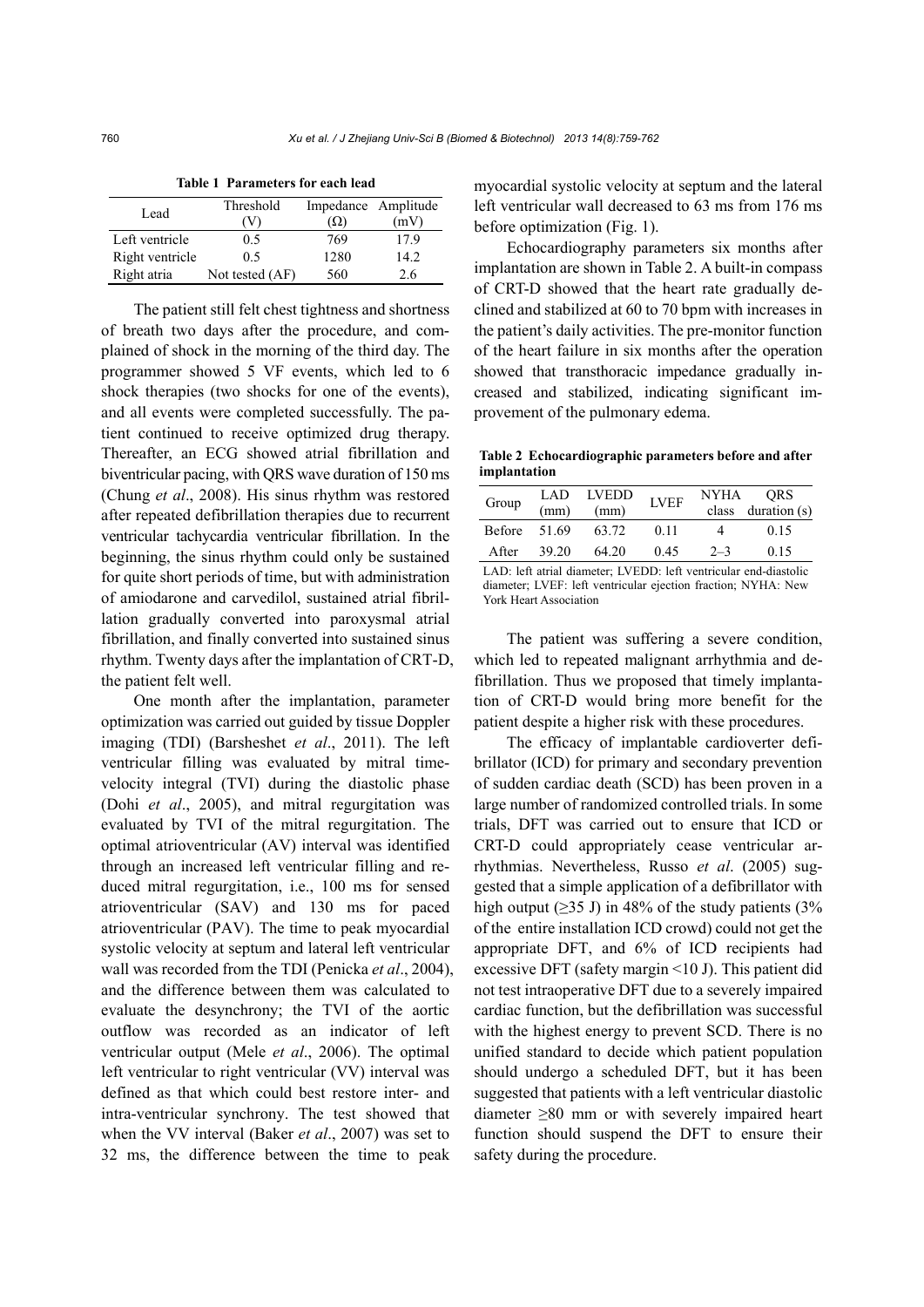**Table 1 Parameters for each lead**

| Lead | Threshold (V) | Impedance (Ω) | Amplitude (mV) |
|---|---|---|---|
| Left ventricle | 0.5 | 769 | 17.9 |
| Right ventricle | 0.5 | 1280 | 14.2 |
| Right atria | Not tested (AF) | 560 | 2.6 |

The patient still felt chest tightness and shortness of breath two days after the procedure, and complained of shock in the morning of the third day. The programmer showed 5 VF events, which led to 6 shock therapies (two shocks for one of the events), and all events were completed successfully. The patient continued to receive optimized drug therapy. Thereafter, an ECG showed atrial fibrillation and biventricular pacing, with QRS wave duration of 150 ms (Chung *et al*., 2008). His sinus rhythm was restored after repeated defibrillation therapies due to recurrent ventricular tachycardia ventricular fibrillation. In the beginning, the sinus rhythm could only be sustained for quite short periods of time, but with administration of amiodarone and carvedilol, sustained atrial fibrillation gradually converted into paroxysmal atrial fibrillation, and finally converted into sustained sinus rhythm. Twenty days after the implantation of CRT-D, the patient felt well.

One month after the implantation, parameter optimization was carried out guided by tissue Doppler imaging (TDI) (Barsheshet *et al*., 2011). The left ventricular filling was evaluated by mitral time-velocity integral (TVI) during the diastolic phase (Dohi *et al*., 2005), and mitral regurgitation was evaluated by TVI of the mitral regurgitation. The optimal atrioventricular (AV) interval was identified through an increased left ventricular filling and reduced mitral regurgitation, i.e., 100 ms for sensed atrioventricular (SAV) and 130 ms for paced atrioventricular (PAV). The time to peak myocardial systolic velocity at septum and lateral left ventricular wall was recorded from the TDI (Penicka *et al*., 2004), and the difference between them was calculated to evaluate the desynchrony; the TVI of the aortic outflow was recorded as an indicator of left ventricular output (Mele *et al*., 2006). The optimal left ventricular to right ventricular (VV) interval was defined as that which could best restore inter- and intra-ventricular synchrony. The test showed that when the VV interval (Baker *et al*., 2007) was set to 32 ms, the difference between the time to peak myocardial systolic velocity at septum and the lateral left ventricular wall decreased to 63 ms from 176 ms before optimization (Fig. 1).

Echocardiography parameters six months after implantation are shown in Table 2. A built-in compass of CRT-D showed that the heart rate gradually declined and stabilized at 60 to 70 bpm with increases in the patient's daily activities. The pre-monitor function of the heart failure in six months after the operation showed that transthoracic impedance gradually increased and stabilized, indicating significant improvement of the pulmonary edema.

**Table 2 Echocardiographic parameters before and after implantation**

| Group | LAD (mm) | LVEDD (mm) | LVEF | NYHA class | QRS duration (s) |
|---|---|---|---|---|---|
| Before | 51.69 | 63.72 | 0.11 | 4 | 0.15 |
| After | 39.20 | 64.20 | 0.45 | 2–3 | 0.15 |

LAD: left atrial diameter; LVEDD: left ventricular end-diastolic diameter; LVEF: left ventricular ejection fraction; NYHA: New York Heart Association

The patient was suffering a severe condition, which led to repeated malignant arrhythmia and defibrillation. Thus we proposed that timely implantation of CRT-D would bring more benefit for the patient despite a higher risk with these procedures.

The efficacy of implantable cardioverter defibrillator (ICD) for primary and secondary prevention of sudden cardiac death (SCD) has been proven in a large number of randomized controlled trials. In some trials, DFT was carried out to ensure that ICD or CRT-D could appropriately cease ventricular arrhythmias. Nevertheless, Russo *et al*. (2005) suggested that a simple application of a defibrillator with high output (≥35 J) in 48% of the study patients (3% of the entire installation ICD crowd) could not get the appropriate DFT, and 6% of ICD recipients had excessive DFT (safety margin <10 J). This patient did not test intraoperative DFT due to a severely impaired cardiac function, but the defibrillation was successful with the highest energy to prevent SCD. There is no unified standard to decide which patient population should undergo a scheduled DFT, but it has been suggested that patients with a left ventricular diastolic diameter ≥80 mm or with severely impaired heart function should suspend the DFT to ensure their safety during the procedure.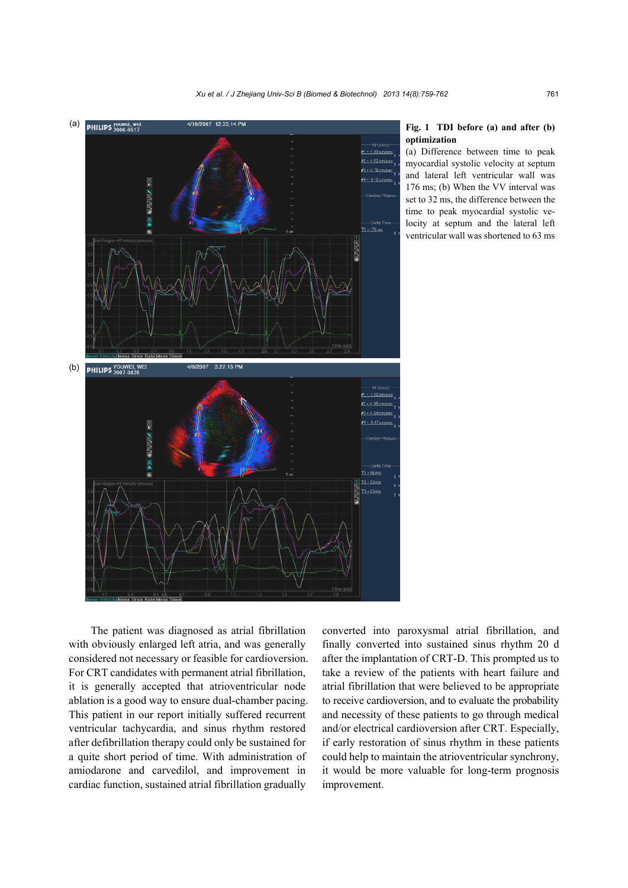**Fig. 1 TDI before (a) and after (b) optimization**

(a) Difference between time to peak myocardial systolic velocity at septum and lateral left ventricular wall was 176 ms; (b) When the VV interval was set to 32 ms, the difference between the time to peak myocardial systolic velocity at septum and the lateral left ventricular wall was shortened to 63 ms

The patient was diagnosed as atrial fibrillation with obviously enlarged left atria, and was generally considered not necessary or feasible for cardioversion. For CRT candidates with permanent atrial fibrillation, it is generally accepted that atrioventricular node ablation is a good way to ensure dual-chamber pacing. This patient in our report initially suffered recurrent ventricular tachycardia, and sinus rhythm restored after defibrillation therapy could only be sustained for a quite short period of time. With administration of amiodarone and carvedilol, and improvement in cardiac function, sustained atrial fibrillation gradually converted into paroxysmal atrial fibrillation, and finally converted into sustained sinus rhythm 20 d after the implantation of CRT-D. This prompted us to take a review of the patients with heart failure and atrial fibrillation that were believed to be appropriate to receive cardioversion, and to evaluate the probability and necessity of these patients to go through medical and/or electrical cardioversion after CRT. Especially, if early restoration of sinus rhythm in these patients could help to maintain the atrioventricular synchrony, it would be more valuable for long-term prognosis improvement.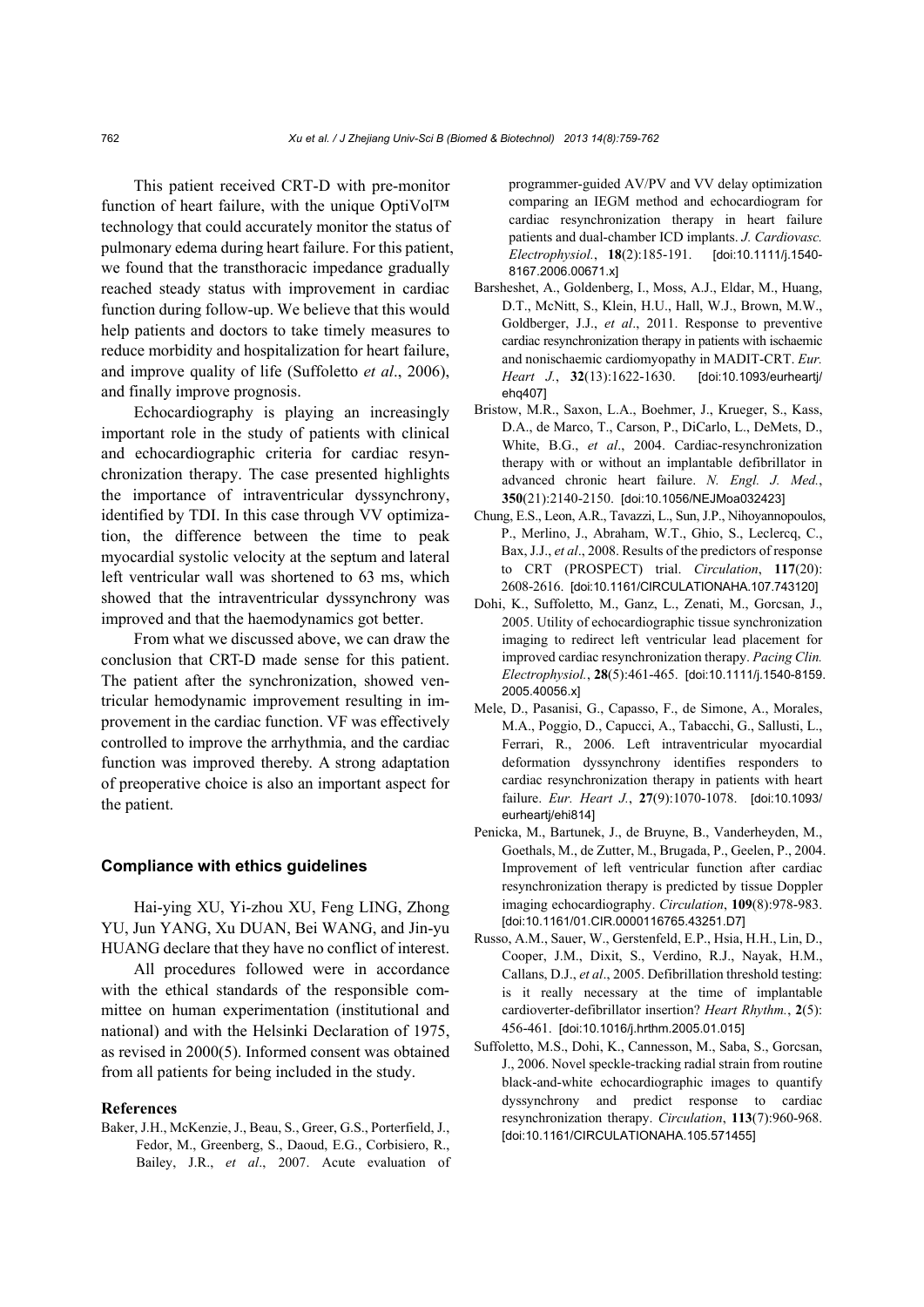This patient received CRT-D with pre-monitor function of heart failure, with the unique OptiVol™ technology that could accurately monitor the status of pulmonary edema during heart failure. For this patient, we found that the transthoracic impedance gradually reached steady status with improvement in cardiac function during follow-up. We believe that this would help patients and doctors to take timely measures to reduce morbidity and hospitalization for heart failure, and improve quality of life (Suffoletto *et al*., 2006), and finally improve prognosis.

Echocardiography is playing an increasingly important role in the study of patients with clinical and echocardiographic criteria for cardiac resynchronization therapy. The case presented highlights the importance of intraventricular dyssynchrony, identified by TDI. In this case through VV optimization, the difference between the time to peak myocardial systolic velocity at the septum and lateral left ventricular wall was shortened to 63 ms, which showed that the intraventricular dyssynchrony was improved and that the haemodynamics got better.

From what we discussed above, we can draw the conclusion that CRT-D made sense for this patient. The patient after the synchronization, showed ventricular hemodynamic improvement resulting in improvement in the cardiac function. VF was effectively controlled to improve the arrhythmia, and the cardiac function was improved thereby. A strong adaptation of preoperative choice is also an important aspect for the patient.

## Compliance with ethics guidelines

Hai-ying XU, Yi-zhou XU, Feng LING, Zhong YU, Jun YANG, Xu DUAN, Bei WANG, and Jin-yu HUANG declare that they have no conflict of interest.

All procedures followed were in accordance with the ethical standards of the responsible committee on human experimentation (institutional and national) and with the Helsinki Declaration of 1975, as revised in 2000(5). Informed consent was obtained from all patients for being included in the study.

## References

Baker, J.H., McKenzie, J., Beau, S., Greer, G.S., Porterfield, J., Fedor, M., Greenberg, S., Daoud, E.G., Corbisiero, R., Bailey, J.R., *et al*., 2007. Acute evaluation of programmer-guided AV/PV and VV delay optimization comparing an IEGM method and echocardiogram for cardiac resynchronization therapy in heart failure patients and dual-chamber ICD implants. *J. Cardiovasc. Electrophysiol.*, **18**(2):185-191. [doi:10.1111/j.1540-8167.2006.00671.x]

Barsheshet, A., Goldenberg, I., Moss, A.J., Eldar, M., Huang, D.T., McNitt, S., Klein, H.U., Hall, W.J., Brown, M.W., Goldberger, J.J., *et al*., 2011. Response to preventive cardiac resynchronization therapy in patients with ischaemic and nonischaemic cardiomyopathy in MADIT-CRT. *Eur. Heart J.*, **32**(13):1622-1630. [doi:10.1093/eurheartj/ehq407]

Bristow, M.R., Saxon, L.A., Boehmer, J., Krueger, S., Kass, D.A., de Marco, T., Carson, P., DiCarlo, L., DeMets, D., White, B.G., *et al*., 2004. Cardiac-resynchronization therapy with or without an implantable defibrillator in advanced chronic heart failure. *N. Engl. J. Med.*, **350**(21):2140-2150. [doi:10.1056/NEJMoa032423]

Chung, E.S., Leon, A.R., Tavazzi, L., Sun, J.P., Nihoyannopoulos, P., Merlino, J., Abraham, W.T., Ghio, S., Leclercq, C., Bax, J.J., *et al*., 2008. Results of the predictors of response to CRT (PROSPECT) trial. *Circulation*, **117**(20): 2608-2616. [doi:10.1161/CIRCULATIONAHA.107.743120]

Dohi, K., Suffoletto, M., Ganz, L., Zenati, M., Gorcsan, J., 2005. Utility of echocardiographic tissue synchronization imaging to redirect left ventricular lead placement for improved cardiac resynchronization therapy. *Pacing Clin. Electrophysiol.*, **28**(5):461-465. [doi:10.1111/j.1540-8159.2005.40056.x]

Mele, D., Pasanisi, G., Capasso, F., de Simone, A., Morales, M.A., Poggio, D., Capucci, A., Tabacchi, G., Sallusti, L., Ferrari, R., 2006. Left intraventricular myocardial deformation dyssynchrony identifies responders to cardiac resynchronization therapy in patients with heart failure. *Eur. Heart J.*, **27**(9):1070-1078. [doi:10.1093/eurheartj/ehi814]

Penicka, M., Bartunek, J., de Bruyne, B., Vanderheyden, M., Goethals, M., de Zutter, M., Brugada, P., Geelen, P., 2004. Improvement of left ventricular function after cardiac resynchronization therapy is predicted by tissue Doppler imaging echocardiography. *Circulation*, **109**(8):978-983. [doi:10.1161/01.CIR.0000116765.43251.D7]

Russo, A.M., Sauer, W., Gerstenfeld, E.P., Hsia, H.H., Lin, D., Cooper, J.M., Dixit, S., Verdino, R.J., Nayak, H.M., Callans, D.J., *et al*., 2005. Defibrillation threshold testing: is it really necessary at the time of implantable cardioverter-defibrillator insertion? *Heart Rhythm.*, **2**(5): 456-461. [doi:10.1016/j.hrthm.2005.01.015]

Suffoletto, M.S., Dohi, K., Cannesson, M., Saba, S., Gorcsan, J., 2006. Novel speckle-tracking radial strain from routine black-and-white echocardiographic images to quantify dyssynchrony and predict response to cardiac resynchronization therapy. *Circulation*, **113**(7):960-968. [doi:10.1161/CIRCULATIONAHA.105.571455]